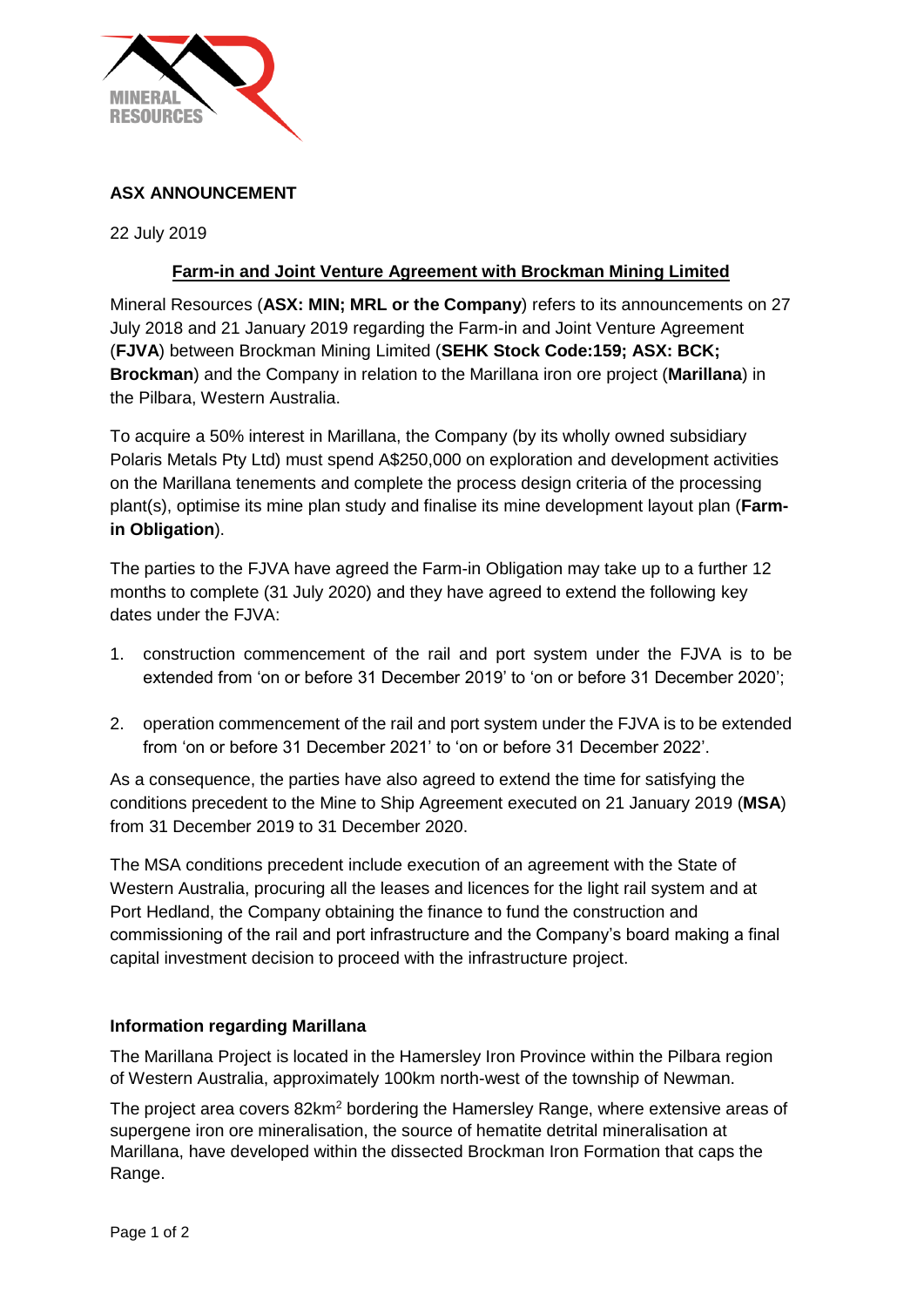**ASX ANNOUNCEMENT**

22 July 2019

**Farm-in and Joint Venture Agreement with Brockman Mining Limited**

Mineral Resources (**ASX: MIN; MRL or the Company**) refers to its announcements on 27 July 2018 and 21 January 2019 regarding the Farm-in and Joint Venture Agreement (**FJVA**) between Brockman Mining Limited (**SEHK Stock Code:159; ASX: BCK; Brockman**) and the Company in relation to the Marillana iron ore project (**Marillana**) in the Pilbara, Western Australia.

To acquire a 50% interest in Marillana, the Company (by its wholly owned subsidiary Polaris Metals Pty Ltd) must spend A$250,000 on exploration and development activities on the Marillana tenements and complete the process design criteria of the processing plant(s), optimise its mine plan study and finalise its mine development layout plan (**Farm-in Obligation**).

The parties to the FJVA have agreed the Farm-in Obligation may take up to a further 12 months to complete (31 July 2020) and they have agreed to extend the following key dates under the FJVA:

1. construction commencement of the rail and port system under the FJVA is to be extended from 'on or before 31 December 2019' to 'on or before 31 December 2020';
2. operation commencement of the rail and port system under the FJVA is to be extended from 'on or before 31 December 2021' to 'on or before 31 December 2022'.

As a consequence, the parties have also agreed to extend the time for satisfying the conditions precedent to the Mine to Ship Agreement executed on 21 January 2019 (**MSA**) from 31 December 2019 to 31 December 2020.

The MSA conditions precedent include execution of an agreement with the State of Western Australia, procuring all the leases and licences for the light rail system and at Port Hedland, the Company obtaining the finance to fund the construction and commissioning of the rail and port infrastructure and the Company's board making a final capital investment decision to proceed with the infrastructure project.

**Information regarding Marillana**

The Marillana Project is located in the Hamersley Iron Province within the Pilbara region of Western Australia, approximately 100km north-west of the township of Newman.

The project area covers 82km$^2$ bordering the Hamersley Range, where extensive areas of supergene iron ore mineralisation, the source of hematite detrital mineralisation at Marillana, have developed within the dissected Brockman Iron Formation that caps the Range.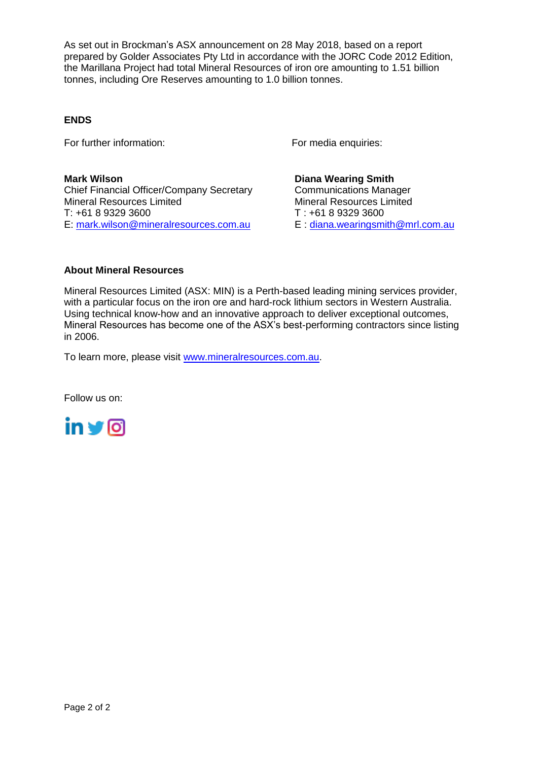As set out in Brockman's ASX announcement on 28 May 2018, based on a report prepared by Golder Associates Pty Ltd in accordance with the JORC Code 2012 Edition, the Marillana Project had total Mineral Resources of iron ore amounting to 1.51 billion tonnes, including Ore Reserves amounting to 1.0 billion tonnes.

**ENDS**

For further information:

**Mark Wilson**
Chief Financial Officer/Company Secretary
Mineral Resources Limited
T: +61 8 9329 3600
E: mark.wilson@mineralresources.com.au

For media enquiries:

**Diana Wearing Smith**
Communications Manager
Mineral Resources Limited
T : +61 8 9329 3600
E : diana.wearingsmith@mrl.com.au

**About Mineral Resources**

Mineral Resources Limited (ASX: MIN) is a Perth-based leading mining services provider, with a particular focus on the iron ore and hard-rock lithium sectors in Western Australia. Using technical know-how and an innovative approach to deliver exceptional outcomes, Mineral Resources has become one of the ASX's best-performing contractors since listing in 2006.

To learn more, please visit www.mineralresources.com.au.

Follow us on: